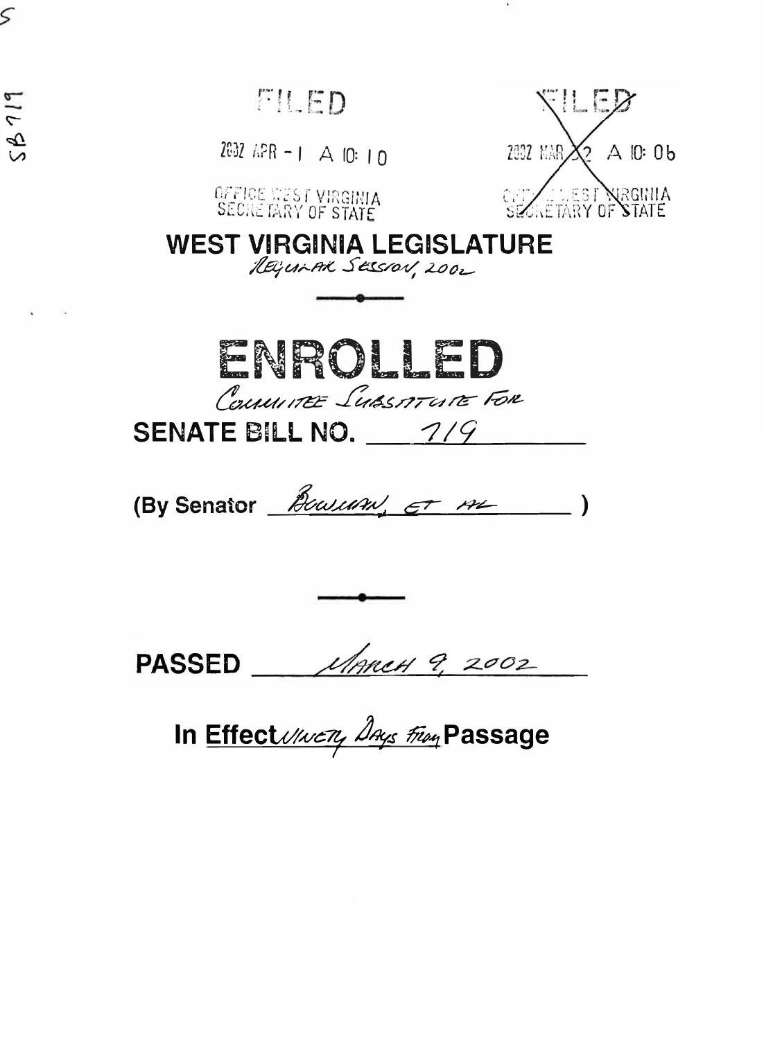FILED

2002 APR -1 A 10: 10

OFFICE WEST VIRGINIA
SECRETARY OF STATE

FILED

2002 MAR 12 A 10: 06

OFFICE WEST VIRGINIA
SECRETARY OF STATE

# WEST VIRGINIA LEGISLATURE

REGULAR SESSION, 2002

# ENROLLED

COMMITTEE SUBSTITUTE FOR

**SENATE BILL NO.** 719

**(By Senator** BOWMAN, ET AL **)**

**PASSED** MARCH 9, 2002

**In Effect** NINETY DAYS FROM **Passage**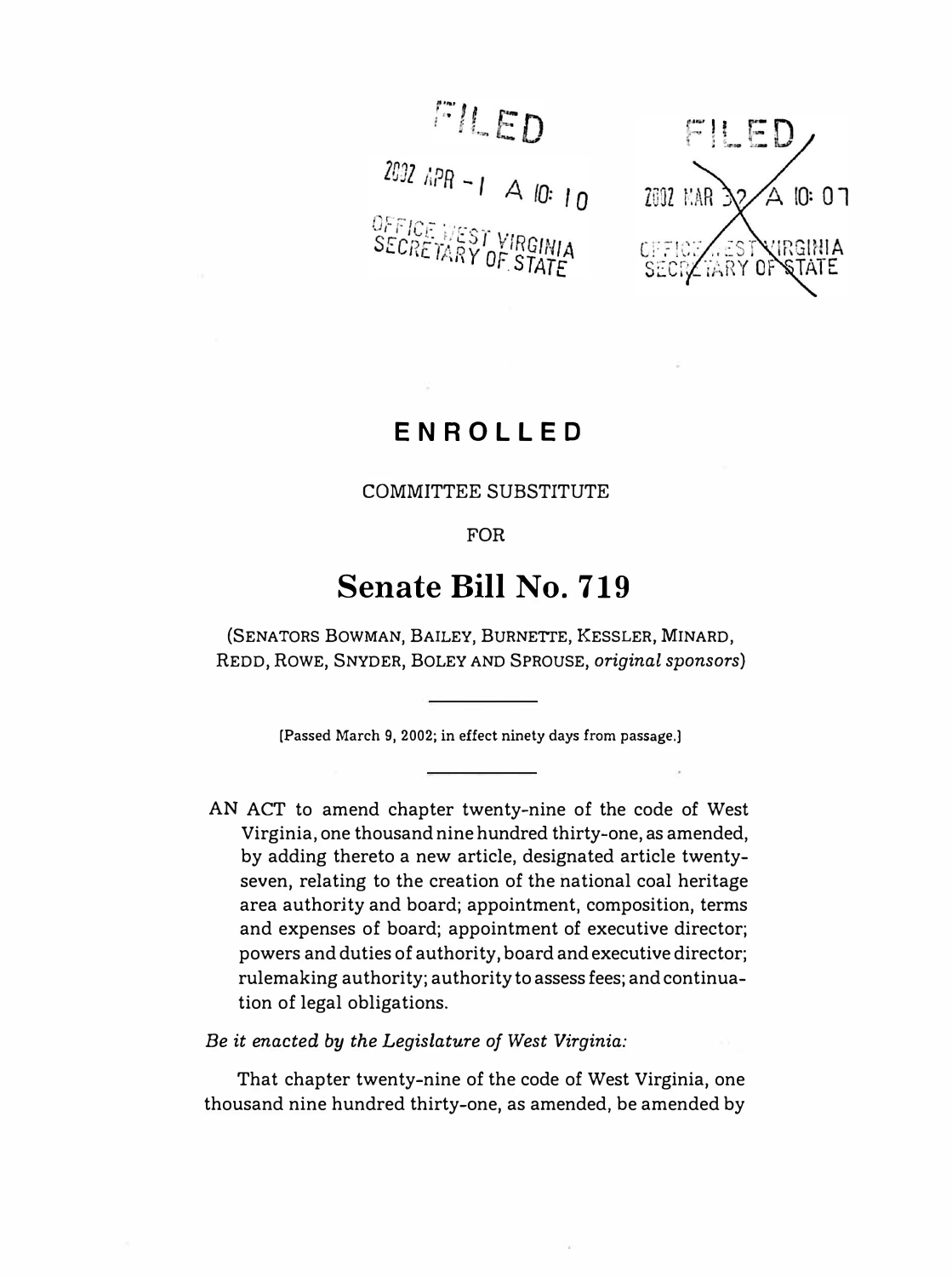FILED

2002 APR -1 A 10: 10

OFFICE WEST VIRGINIA SECRETARY OF STATE

FILED

2002 MAR 32 A 10: 07

OFFICE WEST VIRGINIA SECRETARY OF STATE

# ENROLLED

COMMITTEE SUBSTITUTE

FOR

# Senate Bill No. 719

(SENATORS BOWMAN, BAILEY, BURNETTE, KESSLER, MINARD, REDD, ROWE, SNYDER, BOLEY AND SPROUSE, *original sponsors*)

[Passed March 9, 2002; in effect ninety days from passage.]

AN ACT to amend chapter twenty-nine of the code of West Virginia, one thousand nine hundred thirty-one, as amended, by adding thereto a new article, designated article twenty-seven, relating to the creation of the national coal heritage area authority and board; appointment, composition, terms and expenses of board; appointment of executive director; powers and duties of authority, board and executive director; rulemaking authority; authority to assess fees; and continuation of legal obligations.

*Be it enacted by the Legislature of West Virginia:*

That chapter twenty-nine of the code of West Virginia, one thousand nine hundred thirty-one, as amended, be amended by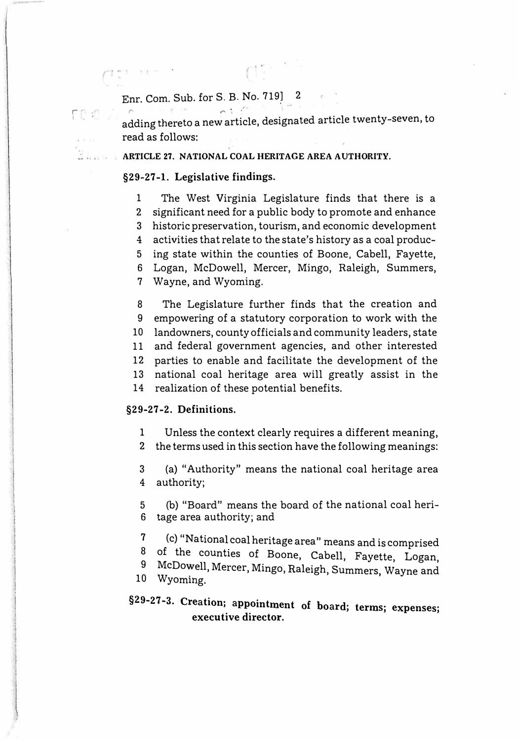adding thereto a new article, designated article twenty-seven, to read as follows:

### ARTICLE 27. NATIONAL COAL HERITAGE AREA AUTHORITY.

**§29-27-1. Legislative findings.**

1 The West Virginia Legislature finds that there is a
2 significant need for a public body to promote and enhance
3 historic preservation, tourism, and economic development
4 activities that relate to the state's history as a coal produc-
5 ing state within the counties of Boone, Cabell, Fayette,
6 Logan, McDowell, Mercer, Mingo, Raleigh, Summers,
7 Wayne, and Wyoming.

8 The Legislature further finds that the creation and
9 empowering of a statutory corporation to work with the
10 landowners, county officials and community leaders, state
11 and federal government agencies, and other interested
12 parties to enable and facilitate the development of the
13 national coal heritage area will greatly assist in the
14 realization of these potential benefits.

**§29-27-2. Definitions.**

1 Unless the context clearly requires a different meaning,
2 the terms used in this section have the following meanings:

3 (a) "Authority" means the national coal heritage area
4 authority;

5 (b) "Board" means the board of the national coal heri-
6 tage area authority; and

7 (c) "National coal heritage area" means and is comprised
8 of the counties of Boone, Cabell, Fayette, Logan,
9 McDowell, Mercer, Mingo, Raleigh, Summers, Wayne and
10 Wyoming.

**§29-27-3. Creation; appointment of board; terms; expenses; executive director.**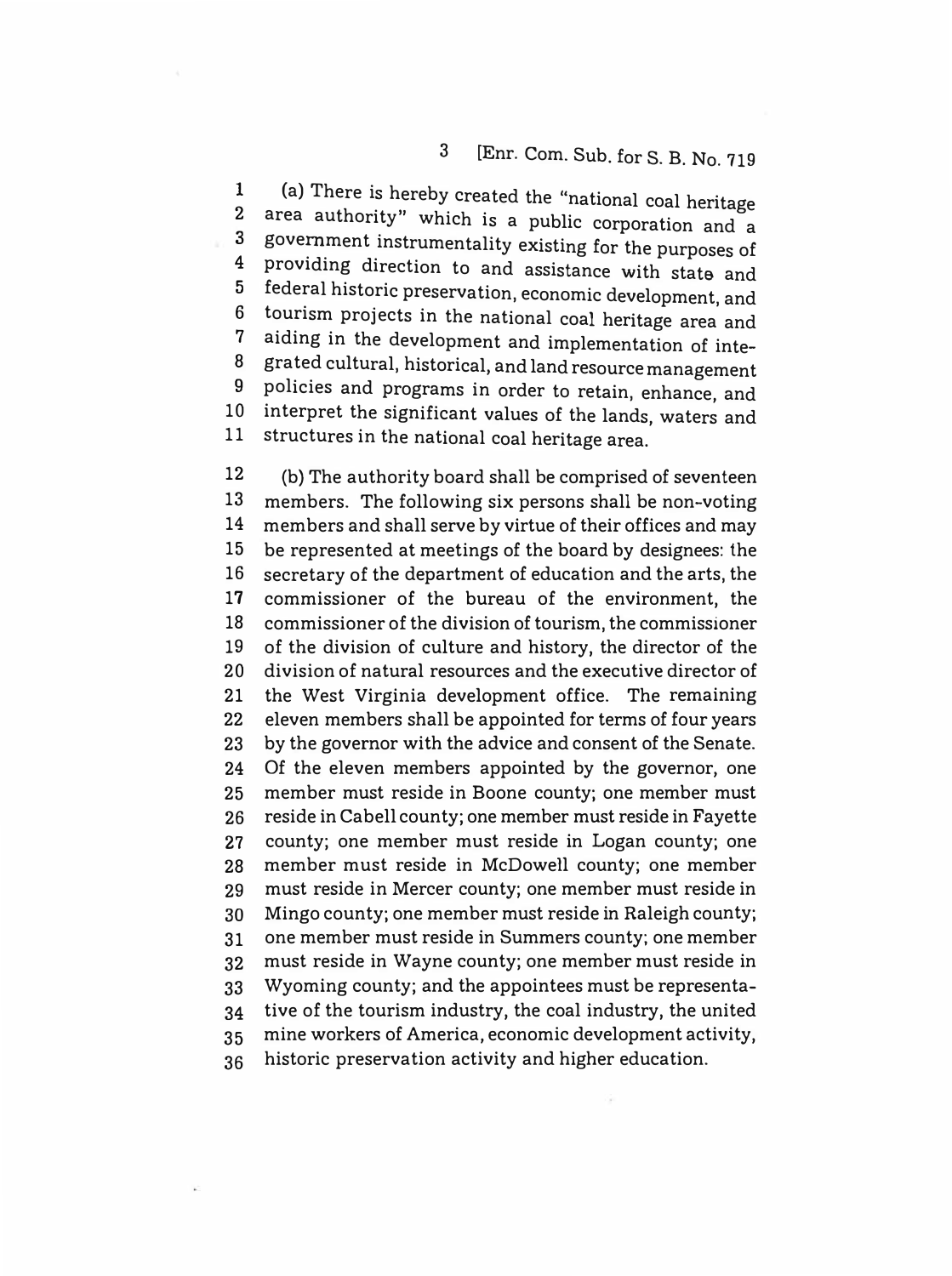(a) There is hereby created the "national coal heritage area authority" which is a public corporation and a government instrumentality existing for the purposes of providing direction to and assistance with state and federal historic preservation, economic development, and tourism projects in the national coal heritage area and aiding in the development and implementation of integrated cultural, historical, and land resource management policies and programs in order to retain, enhance, and interpret the significant values of the lands, waters and structures in the national coal heritage area.

(b) The authority board shall be comprised of seventeen members. The following six persons shall be non-voting members and shall serve by virtue of their offices and may be represented at meetings of the board by designees: the secretary of the department of education and the arts, the commissioner of the bureau of the environment, the commissioner of the division of tourism, the commissioner of the division of culture and history, the director of the division of natural resources and the executive director of the West Virginia development office. The remaining eleven members shall be appointed for terms of four years by the governor with the advice and consent of the Senate. Of the eleven members appointed by the governor, one member must reside in Boone county; one member must reside in Cabell county; one member must reside in Fayette county; one member must reside in Logan county; one member must reside in McDowell county; one member must reside in Mercer county; one member must reside in Mingo county; one member must reside in Raleigh county; one member must reside in Summers county; one member must reside in Wayne county; one member must reside in Wyoming county; and the appointees must be representative of the tourism industry, the coal industry, the united mine workers of America, economic development activity, historic preservation activity and higher education.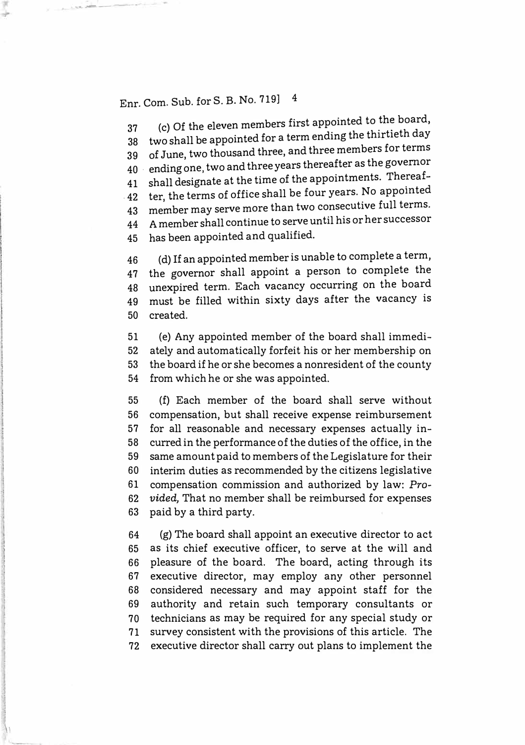(c) Of the eleven members first appointed to the board, two shall be appointed for a term ending the thirtieth day of June, two thousand three, and three members for terms ending one, two and three years thereafter as the governor shall designate at the time of the appointments. Thereafter, the terms of office shall be four years. No appointed member may serve more than two consecutive full terms. A member shall continue to serve until his or her successor has been appointed and qualified.

(d) If an appointed member is unable to complete a term, the governor shall appoint a person to complete the unexpired term. Each vacancy occurring on the board must be filled within sixty days after the vacancy is created.

(e) Any appointed member of the board shall immediately and automatically forfeit his or her membership on the board if he or she becomes a nonresident of the county from which he or she was appointed.

(f) Each member of the board shall serve without compensation, but shall receive expense reimbursement for all reasonable and necessary expenses actually incurred in the performance of the duties of the office, in the same amount paid to members of the Legislature for their interim duties as recommended by the citizens legislative compensation commission and authorized by law: *Provided,* That no member shall be reimbursed for expenses paid by a third party.

(g) The board shall appoint an executive director to act as its chief executive officer, to serve at the will and pleasure of the board. The board, acting through its executive director, may employ any other personnel considered necessary and may appoint staff for the authority and retain such temporary consultants or technicians as may be required for any special study or survey consistent with the provisions of this article. The executive director shall carry out plans to implement the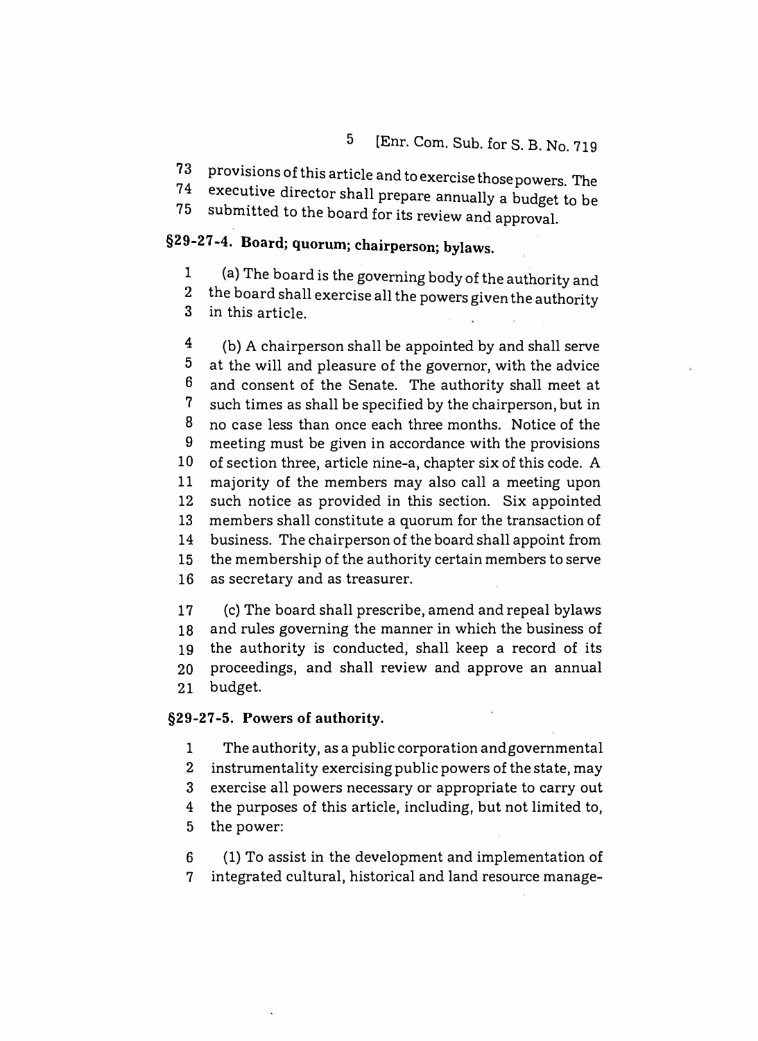provisions of this article and to exercise those powers. The executive director shall prepare annually a budget to be submitted to the board for its review and approval.

**§29-27-4. Board; quorum; chairperson; bylaws.**

(a) The board is the governing body of the authority and the board shall exercise all the powers given the authority in this article.

(b) A chairperson shall be appointed by and shall serve at the will and pleasure of the governor, with the advice and consent of the Senate. The authority shall meet at such times as shall be specified by the chairperson, but in no case less than once each three months. Notice of the meeting must be given in accordance with the provisions of section three, article nine-a, chapter six of this code. A majority of the members may also call a meeting upon such notice as provided in this section. Six appointed members shall constitute a quorum for the transaction of business. The chairperson of the board shall appoint from the membership of the authority certain members to serve as secretary and as treasurer.

(c) The board shall prescribe, amend and repeal bylaws and rules governing the manner in which the business of the authority is conducted, shall keep a record of its proceedings, and shall review and approve an annual budget.

**§29-27-5. Powers of authority.**

The authority, as a public corporation and governmental instrumentality exercising public powers of the state, may exercise all powers necessary or appropriate to carry out the purposes of this article, including, but not limited to, the power:

(1) To assist in the development and implementation of integrated cultural, historical and land resource manage-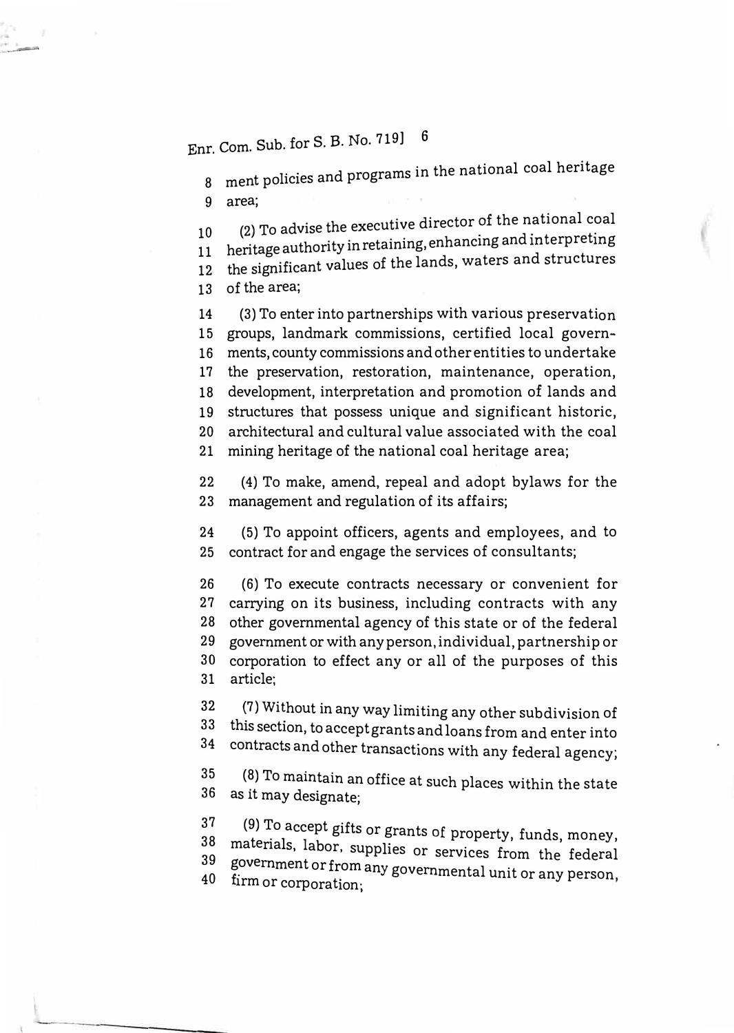ment policies and programs in the national coal heritage area;

(2) To advise the executive director of the national coal heritage authority in retaining, enhancing and interpreting the significant values of the lands, waters and structures of the area;

(3) To enter into partnerships with various preservation groups, landmark commissions, certified local governments, county commissions and other entities to undertake the preservation, restoration, maintenance, operation, development, interpretation and promotion of lands and structures that possess unique and significant historic, architectural and cultural value associated with the coal mining heritage of the national coal heritage area;

(4) To make, amend, repeal and adopt bylaws for the management and regulation of its affairs;

(5) To appoint officers, agents and employees, and to contract for and engage the services of consultants;

(6) To execute contracts necessary or convenient for carrying on its business, including contracts with any other governmental agency of this state or of the federal government or with any person, individual, partnership or corporation to effect any or all of the purposes of this article;

(7) Without in any way limiting any other subdivision of this section, to accept grants and loans from and enter into contracts and other transactions with any federal agency;

(8) To maintain an office at such places within the state as it may designate;

(9) To accept gifts or grants of property, funds, money, materials, labor, supplies or services from the federal government or from any governmental unit or any person, firm or corporation;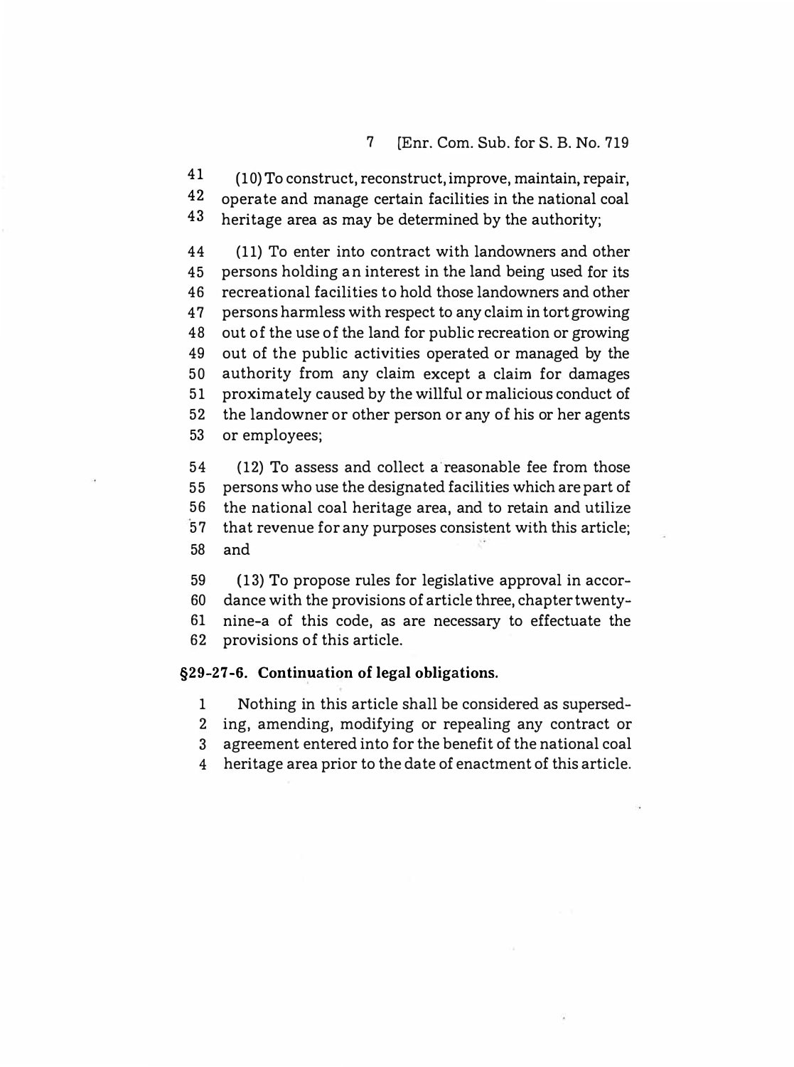(10) To construct, reconstruct, improve, maintain, repair, operate and manage certain facilities in the national coal heritage area as may be determined by the authority;

(11) To enter into contract with landowners and other persons holding an interest in the land being used for its recreational facilities to hold those landowners and other persons harmless with respect to any claim in tort growing out of the use of the land for public recreation or growing out of the public activities operated or managed by the authority from any claim except a claim for damages proximately caused by the willful or malicious conduct of the landowner or other person or any of his or her agents or employees;

(12) To assess and collect a reasonable fee from those persons who use the designated facilities which are part of the national coal heritage area, and to retain and utilize that revenue for any purposes consistent with this article; and

(13) To propose rules for legislative approval in accordance with the provisions of article three, chapter twenty-nine-a of this code, as are necessary to effectuate the provisions of this article.

**§29-27-6. Continuation of legal obligations.**

Nothing in this article shall be considered as superseding, amending, modifying or repealing any contract or agreement entered into for the benefit of the national coal heritage area prior to the date of enactment of this article.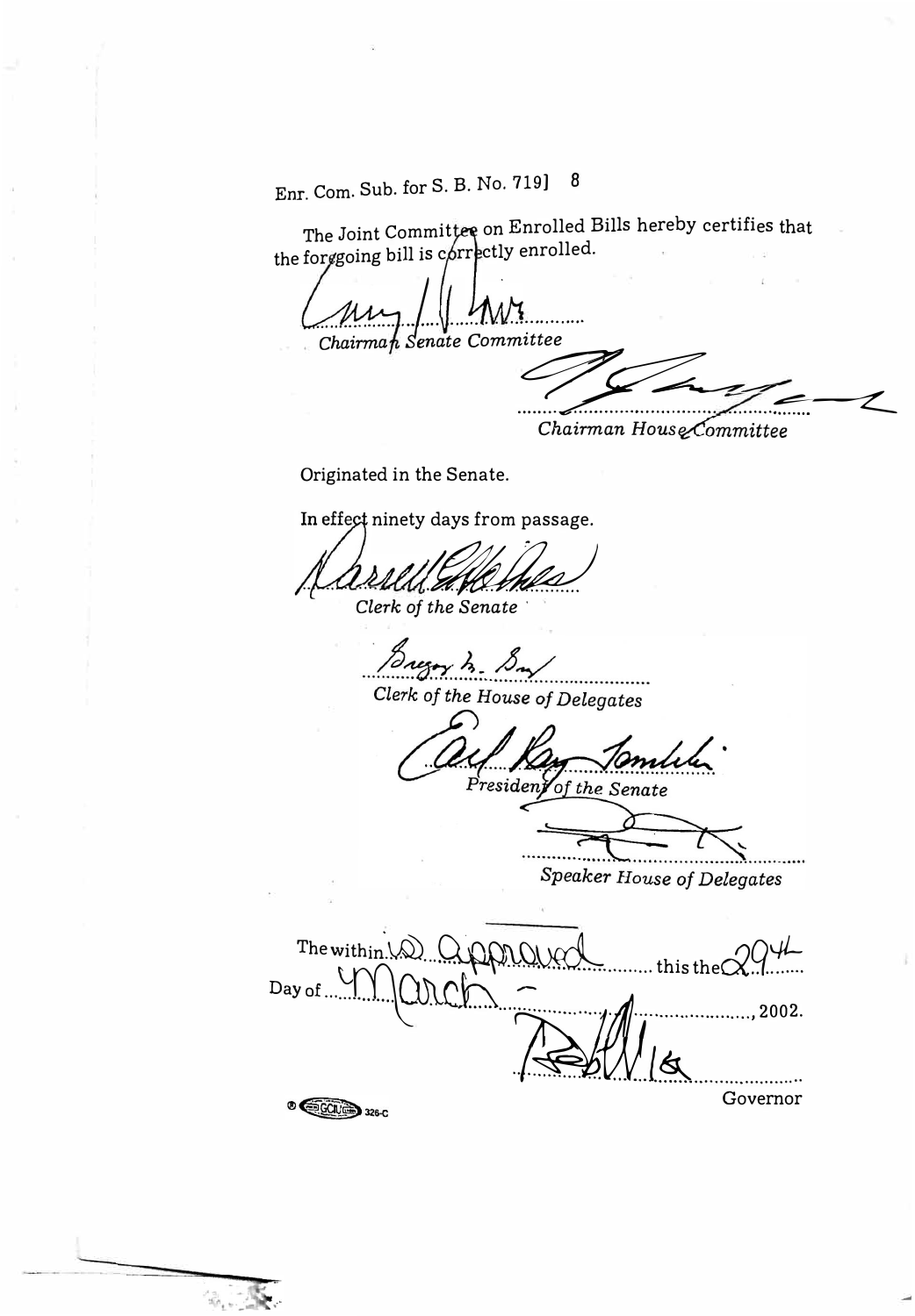Enr. Com. Sub. for S. B. No. 719] 8

The Joint Committee on Enrolled Bills hereby certifies that the foregoing bill is correctly enrolled.

..........................................................
*Chairman Senate Committee*

..........................................................
*Chairman House Committee*

Originated in the Senate.

In effect ninety days from passage.

..........................................................
*Clerk of the Senate*

..........................................................
*Clerk of the House of Delegates*

..........................................................
*President of the Senate*

..........................................................
*Speaker House of Delegates*

The within is approved this the 29th Day of March, 2002.

..........................................................
Governor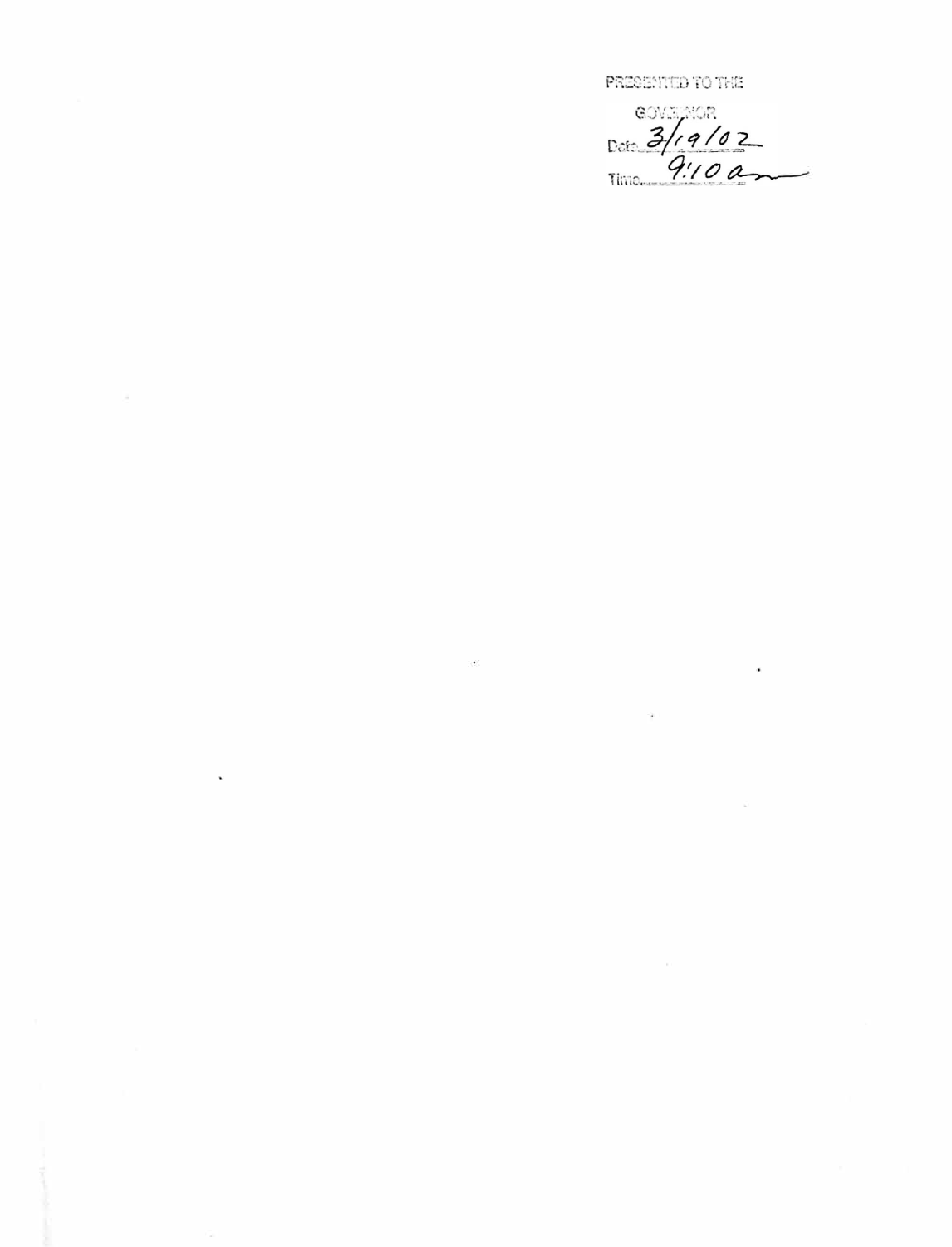PRESENTED TO THE

GOVERNOR

Date 3/19/02

Time 9:10 am